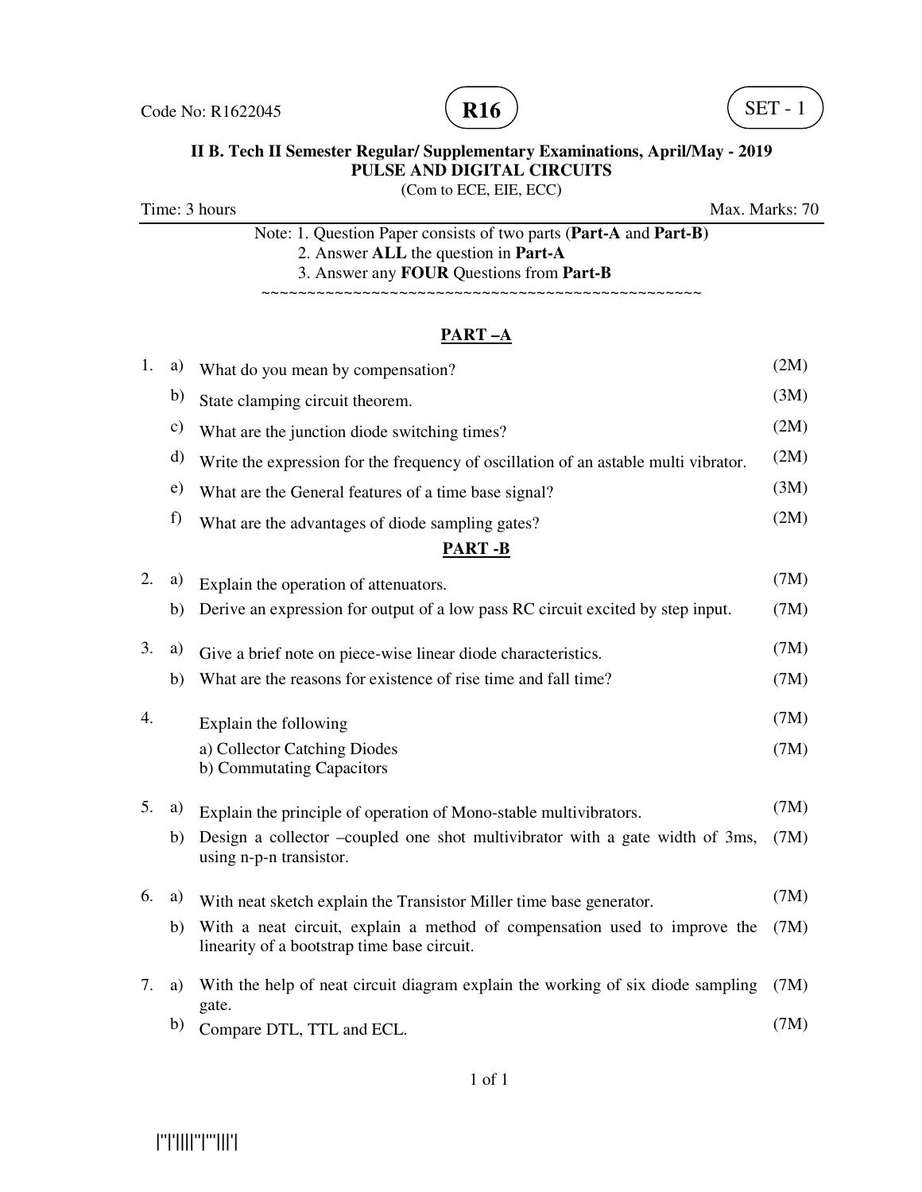Code No: R1622045 **R16** SET - 1

**II B. Tech II Semester Regular/ Supplementary Examinations, April/May - 2019**
**PULSE AND DIGITAL CIRCUITS**
(Com to ECE, EIE, ECC)

Time: 3 hours Max. Marks: 70

Note: 1. Question Paper consists of two parts (**Part-A** and **Part-B)**
2. Answer **ALL** the question in **Part-A**
3. Answer any **FOUR** Questions from **Part-B**

~~~~~~~~~~~~~~~~~~~~~~~~~~~~~~~~~~~~~~~~~~~~~~~~~~

## PART –A

1. a) What do you mean by compensation? (2M)
   b) State clamping circuit theorem. (3M)
   c) What are the junction diode switching times? (2M)
   d) Write the expression for the frequency of oscillation of an astable multi vibrator. (2M)
   e) What are the General features of a time base signal? (3M)
   f) What are the advantages of diode sampling gates? (2M)

## PART -B

2. a) Explain the operation of attenuators. (7M)
   b) Derive an expression for output of a low pass RC circuit excited by step input. (7M)

3. a) Give a brief note on piece-wise linear diode characteristics. (7M)
   b) What are the reasons for existence of rise time and fall time? (7M)

4. Explain the following
   a) Collector Catching Diodes (7M)
   b) Commutating Capacitors (7M)

5. a) Explain the principle of operation of Mono-stable multivibrators. (7M)
   b) Design a collector –coupled one shot multivibrator with a gate width of 3ms, using n-p-n transistor. (7M)

6. a) With neat sketch explain the Transistor Miller time base generator. (7M)
   b) With a neat circuit, explain a method of compensation used to improve the linearity of a bootstrap time base circuit. (7M)

7. a) With the help of neat circuit diagram explain the working of six diode sampling gate. (7M)
   b) Compare DTL, TTL and ECL. (7M)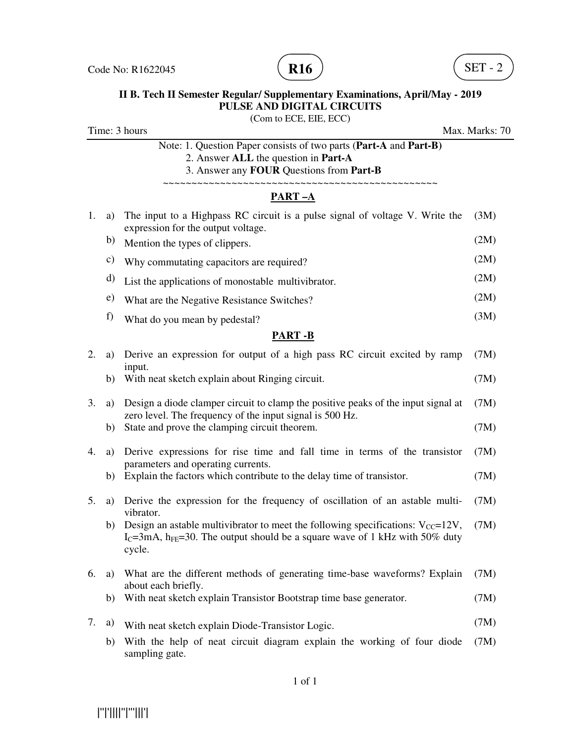Code No: R1622045 **R16** SET - 2

**II B. Tech II Semester Regular/ Supplementary Examinations, April/May - 2019**
**PULSE AND DIGITAL CIRCUITS**
(Com to ECE, EIE, ECC)

Time: 3 hours Max. Marks: 70

Note: 1. Question Paper consists of two parts (**Part-A** and **Part-B)**
2. Answer **ALL** the question in **Part-A**
3. Answer any **FOUR** Questions from **Part-B**

~~~~~~~~~~~~~~~~~~~~~~~~~~~~~~~~~~~~~~~~~~~~~~~~~~~~

## PART –A

1. a) The input to a Highpass RC circuit is a pulse signal of voltage V. Write the expression for the output voltage. (3M)
   b) Mention the types of clippers. (2M)
   c) Why commutating capacitors are required? (2M)
   d) List the applications of monostable multivibrator. (2M)
   e) What are the Negative Resistance Switches? (2M)
   f) What do you mean by pedestal? (3M)

## PART -B

2. a) Derive an expression for output of a high pass RC circuit excited by ramp input. (7M)
   b) With neat sketch explain about Ringing circuit. (7M)

3. a) Design a diode clamper circuit to clamp the positive peaks of the input signal at zero level. The frequency of the input signal is 500 Hz. (7M)
   b) State and prove the clamping circuit theorem. (7M)

4. a) Derive expressions for rise time and fall time in terms of the transistor parameters and operating currents. (7M)
   b) Explain the factors which contribute to the delay time of transistor. (7M)

5. a) Derive the expression for the frequency of oscillation of an astable multi-vibrator. (7M)
   b) Design an astable multivibrator to meet the following specifications: $V_{CC}$=12V, $I_C$=3mA, $h_{FE}$=30. The output should be a square wave of 1 kHz with 50% duty cycle. (7M)

6. a) What are the different methods of generating time-base waveforms? Explain about each briefly. (7M)
   b) With neat sketch explain Transistor Bootstrap time base generator. (7M)

7. a) With neat sketch explain Diode-Transistor Logic. (7M)
   b) With the help of neat circuit diagram explain the working of four diode sampling gate. (7M)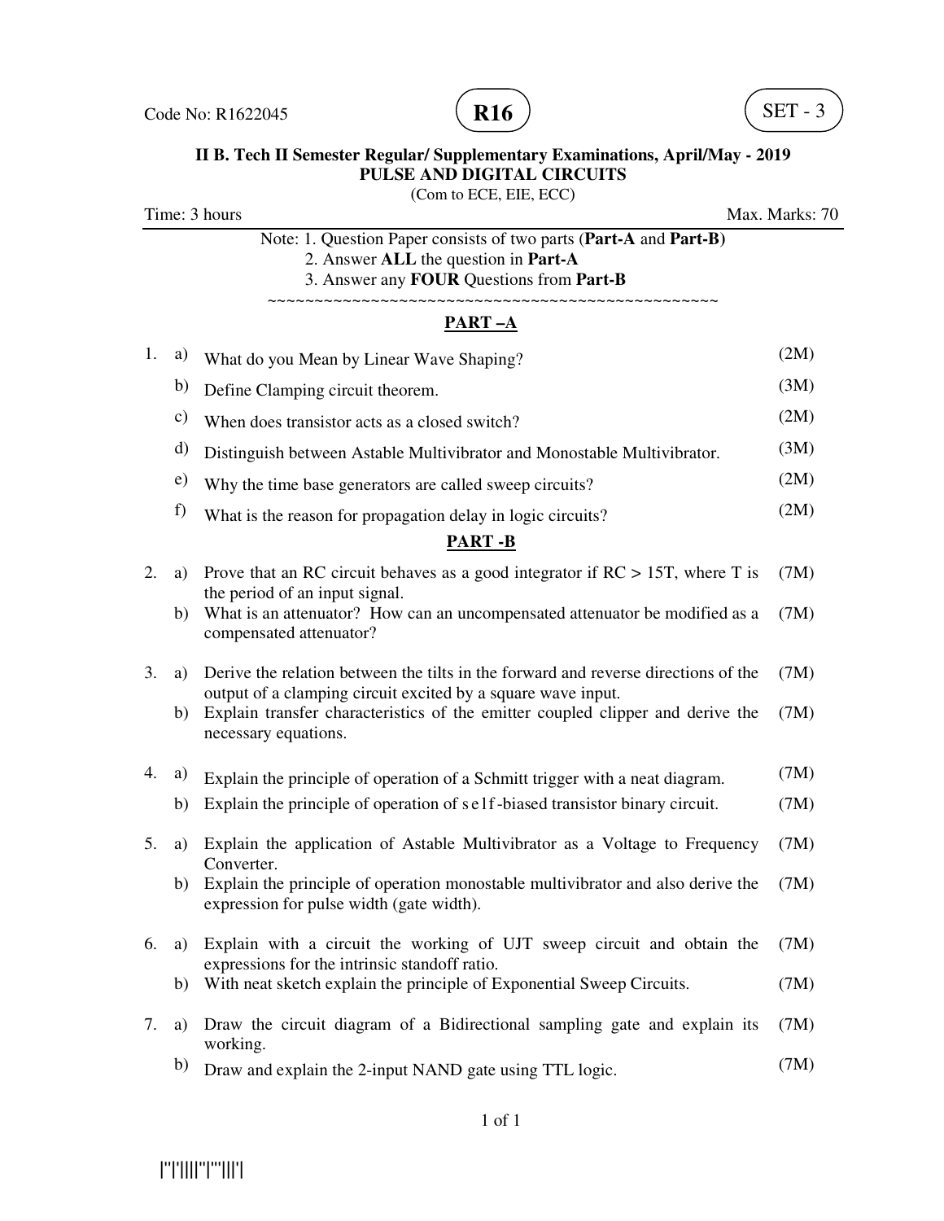Code No: R1622045 **R16** SET - 3

**II B. Tech II Semester Regular/ Supplementary Examinations, April/May - 2019**
**PULSE AND DIGITAL CIRCUITS**
(Com to ECE, EIE, ECC)

Time: 3 hours Max. Marks: 70

Note: 1. Question Paper consists of two parts (**Part-A** and **Part-B)**
2. Answer **ALL** the question in **Part-A**
3. Answer any **FOUR** Questions from **Part-B**

~~~~~~~~~~~~~~~~~~~~~~~~~~~~~~~~~~~~~~~~~~~~~~~~~~

## PART –A

| | | | |
|---|---|---|---|
| 1. | a) | What do you Mean by Linear Wave Shaping? | (2M) |
| | b) | Define Clamping circuit theorem. | (3M) |
| | c) | When does transistor acts as a closed switch? | (2M) |
| | d) | Distinguish between Astable Multivibrator and Monostable Multivibrator. | (3M) |
| | e) | Why the time base generators are called sweep circuits? | (2M) |
| | f) | What is the reason for propagation delay in logic circuits? | (2M) |

## PART -B

| | | | |
|---|---|---|---|
| 2. | a) | Prove that an RC circuit behaves as a good integrator if RC > 15T, where T is the period of an input signal. | (7M) |
| | b) | What is an attenuator? How can an uncompensated attenuator be modified as a compensated attenuator? | (7M) |
| 3. | a) | Derive the relation between the tilts in the forward and reverse directions of the output of a clamping circuit excited by a square wave input. | (7M) |
| | b) | Explain transfer characteristics of the emitter coupled clipper and derive the necessary equations. | (7M) |
| 4. | a) | Explain the principle of operation of a Schmitt trigger with a neat diagram. | (7M) |
| | b) | Explain the principle of operation of self-biased transistor binary circuit. | (7M) |
| 5. | a) | Explain the application of Astable Multivibrator as a Voltage to Frequency Converter. | (7M) |
| | b) | Explain the principle of operation monostable multivibrator and also derive the expression for pulse width (gate width). | (7M) |
| 6. | a) | Explain with a circuit the working of UJT sweep circuit and obtain the expressions for the intrinsic standoff ratio. | (7M) |
| | b) | With neat sketch explain the principle of Exponential Sweep Circuits. | (7M) |
| 7. | a) | Draw the circuit diagram of a Bidirectional sampling gate and explain its working. | (7M) |
| | b) | Draw and explain the 2-input NAND gate using TTL logic. | (7M) |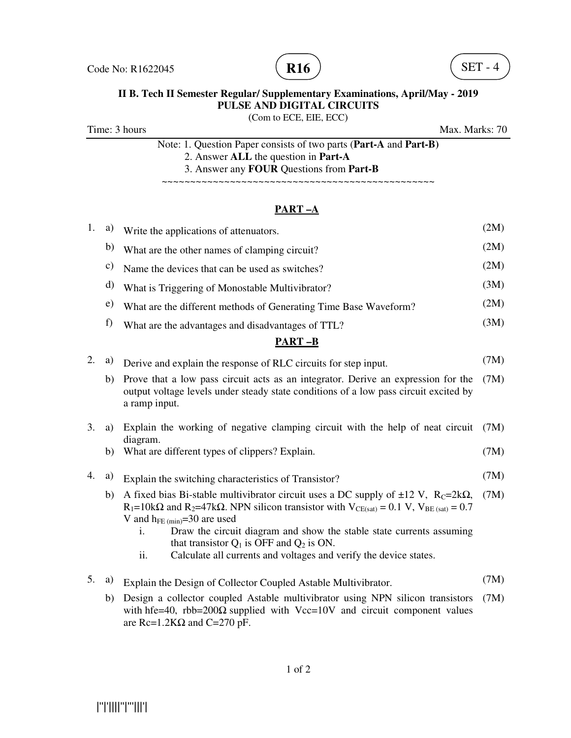Code No: R1622045 **R16** SET - 4

**II B. Tech II Semester Regular/ Supplementary Examinations, April/May - 2019**
**PULSE AND DIGITAL CIRCUITS**
(Com to ECE, EIE, ECC)

Time: 3 hours Max. Marks: 70

Note: 1. Question Paper consists of two parts (**Part-A** and **Part-B)**
2. Answer **ALL** the question in **Part-A**
3. Answer any **FOUR** Questions from **Part-B**

~~~~~~~~~~~~~~~~~~~~~~~~~~~~~~~~~~~~~~~~~~~~~~~~~~

## PART –A

1. a) Write the applications of attenuators. (2M)
   b) What are the other names of clamping circuit? (2M)
   c) Name the devices that can be used as switches? (2M)
   d) What is Triggering of Monostable Multivibrator? (3M)
   e) What are the different methods of Generating Time Base Waveform? (2M)
   f) What are the advantages and disadvantages of TTL? (3M)

## PART –B

2. a) Derive and explain the response of RLC circuits for step input. (7M)
   b) Prove that a low pass circuit acts as an integrator. Derive an expression for the output voltage levels under steady state conditions of a low pass circuit excited by a ramp input. (7M)

3. a) Explain the working of negative clamping circuit with the help of neat circuit diagram. (7M)
   b) What are different types of clippers? Explain. (7M)

4. a) Explain the switching characteristics of Transistor? (7M)
   b) A fixed bias Bi-stable multivibrator circuit uses a DC supply of ±12 V, $R_C$=2kΩ, $R_1$=10kΩ and $R_2$=47kΩ. NPN silicon transistor with $V_{CE(sat)}$ = 0.1 V, $V_{BE\,(sat)}$ = 0.7 V and $h_{FE\,(min)}$=30 are used (7M)
      i. Draw the circuit diagram and show the stable state currents assuming that transistor $Q_1$ is OFF and $Q_2$ is ON.
      ii. Calculate all currents and voltages and verify the device states.

5. a) Explain the Design of Collector Coupled Astable Multivibrator. (7M)
   b) Design a collector coupled Astable multivibrator using NPN silicon transistors with hfe=40, rbb=200Ω supplied with Vcc=10V and circuit component values are Rc=1.2KΩ and C=270 pF. (7M)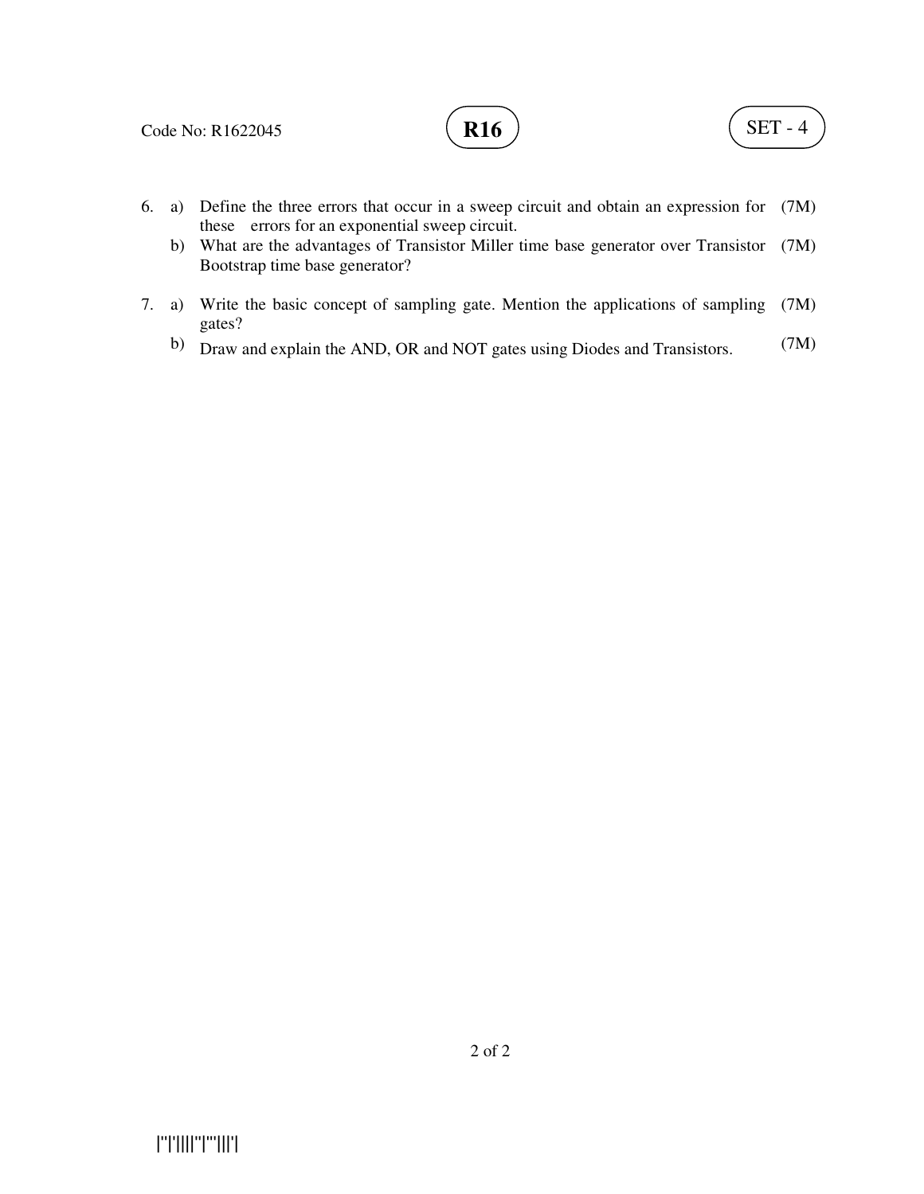6. a) Define the three errors that occur in a sweep circuit and obtain an expression for these errors for an exponential sweep circuit. (7M)

   b) What are the advantages of Transistor Miller time base generator over Transistor Bootstrap time base generator? (7M)

7. a) Write the basic concept of sampling gate. Mention the applications of sampling gates? (7M)

   b) Draw and explain the AND, OR and NOT gates using Diodes and Transistors. (7M)